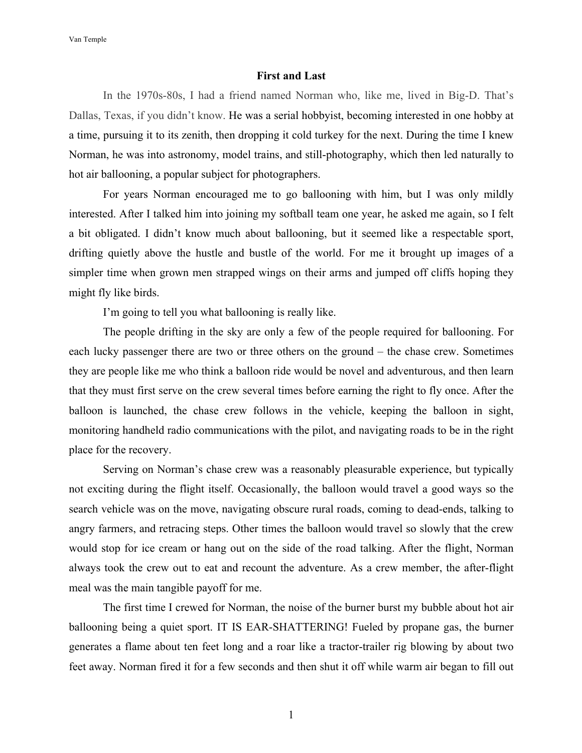# First and Last

In the 1970s-80s, I had a friend named Norman who, like me, lived in Big-D. That's Dallas, Texas, if you didn't know. He was a serial hobbyist, becoming interested in one hobby at a time, pursuing it to its zenith, then dropping it cold turkey for the next. During the time I knew Norman, he was into astronomy, model trains, and still-photography, which then led naturally to hot air ballooning, a popular subject for photographers.

For years Norman encouraged me to go ballooning with him, but I was only mildly interested. After I talked him into joining my softball team one year, he asked me again, so I felt a bit obligated. I didn't know much about ballooning, but it seemed like a respectable sport, drifting quietly above the hustle and bustle of the world. For me it brought up images of a simpler time when grown men strapped wings on their arms and jumped off cliffs hoping they might fly like birds.

I'm going to tell you what ballooning is really like.

The people drifting in the sky are only a few of the people required for ballooning. For each lucky passenger there are two or three others on the ground – the chase crew. Sometimes they are people like me who think a balloon ride would be novel and adventurous, and then learn that they must first serve on the crew several times before earning the right to fly once. After the balloon is launched, the chase crew follows in the vehicle, keeping the balloon in sight, monitoring handheld radio communications with the pilot, and navigating roads to be in the right place for the recovery.

Serving on Norman's chase crew was a reasonably pleasurable experience, but typically not exciting during the flight itself. Occasionally, the balloon would travel a good ways so the search vehicle was on the move, navigating obscure rural roads, coming to dead-ends, talking to angry farmers, and retracing steps. Other times the balloon would travel so slowly that the crew would stop for ice cream or hang out on the side of the road talking. After the flight, Norman always took the crew out to eat and recount the adventure. As a crew member, the after-flight meal was the main tangible payoff for me.

The first time I crewed for Norman, the noise of the burner burst my bubble about hot air ballooning being a quiet sport. IT IS EAR-SHATTERING! Fueled by propane gas, the burner generates a flame about ten feet long and a roar like a tractor-trailer rig blowing by about two feet away. Norman fired it for a few seconds and then shut it off while warm air began to fill out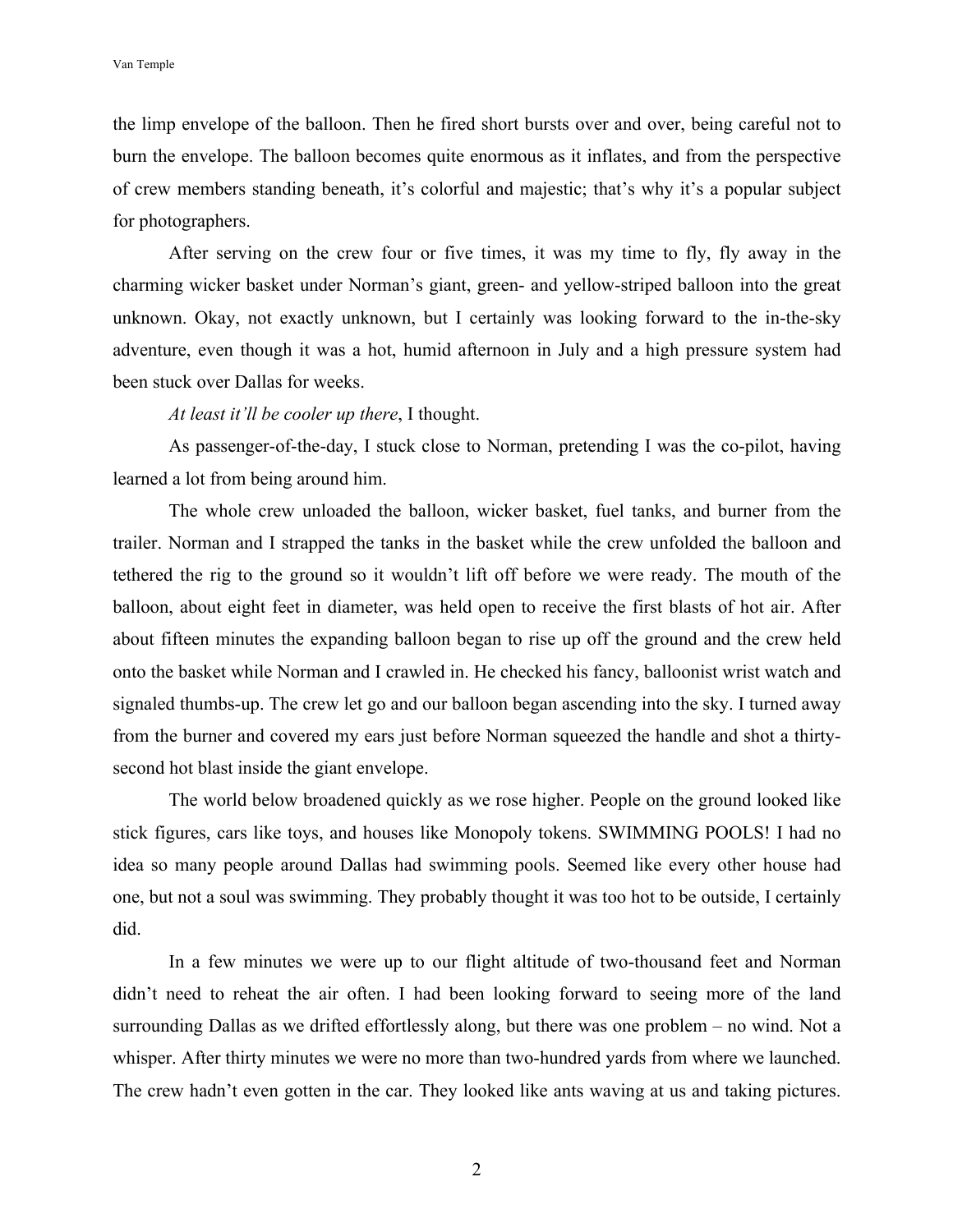the limp envelope of the balloon. Then he fired short bursts over and over, being careful not to burn the envelope. The balloon becomes quite enormous as it inflates, and from the perspective of crew members standing beneath, it's colorful and majestic; that's why it's a popular subject for photographers.

After serving on the crew four or five times, it was my time to fly, fly away in the charming wicker basket under Norman's giant, green- and yellow-striped balloon into the great unknown. Okay, not exactly unknown, but I certainly was looking forward to the in-the-sky adventure, even though it was a hot, humid afternoon in July and a high pressure system had been stuck over Dallas for weeks.

*At least it'll be cooler up there*, I thought.

As passenger-of-the-day, I stuck close to Norman, pretending I was the co-pilot, having learned a lot from being around him.

The whole crew unloaded the balloon, wicker basket, fuel tanks, and burner from the trailer. Norman and I strapped the tanks in the basket while the crew unfolded the balloon and tethered the rig to the ground so it wouldn't lift off before we were ready. The mouth of the balloon, about eight feet in diameter, was held open to receive the first blasts of hot air. After about fifteen minutes the expanding balloon began to rise up off the ground and the crew held onto the basket while Norman and I crawled in. He checked his fancy, balloonist wrist watch and signaled thumbs-up. The crew let go and our balloon began ascending into the sky. I turned away from the burner and covered my ears just before Norman squeezed the handle and shot a thirty-second hot blast inside the giant envelope.

The world below broadened quickly as we rose higher. People on the ground looked like stick figures, cars like toys, and houses like Monopoly tokens. SWIMMING POOLS! I had no idea so many people around Dallas had swimming pools. Seemed like every other house had one, but not a soul was swimming. They probably thought it was too hot to be outside, I certainly did.

In a few minutes we were up to our flight altitude of two-thousand feet and Norman didn't need to reheat the air often. I had been looking forward to seeing more of the land surrounding Dallas as we drifted effortlessly along, but there was one problem – no wind. Not a whisper. After thirty minutes we were no more than two-hundred yards from where we launched. The crew hadn't even gotten in the car. They looked like ants waving at us and taking pictures.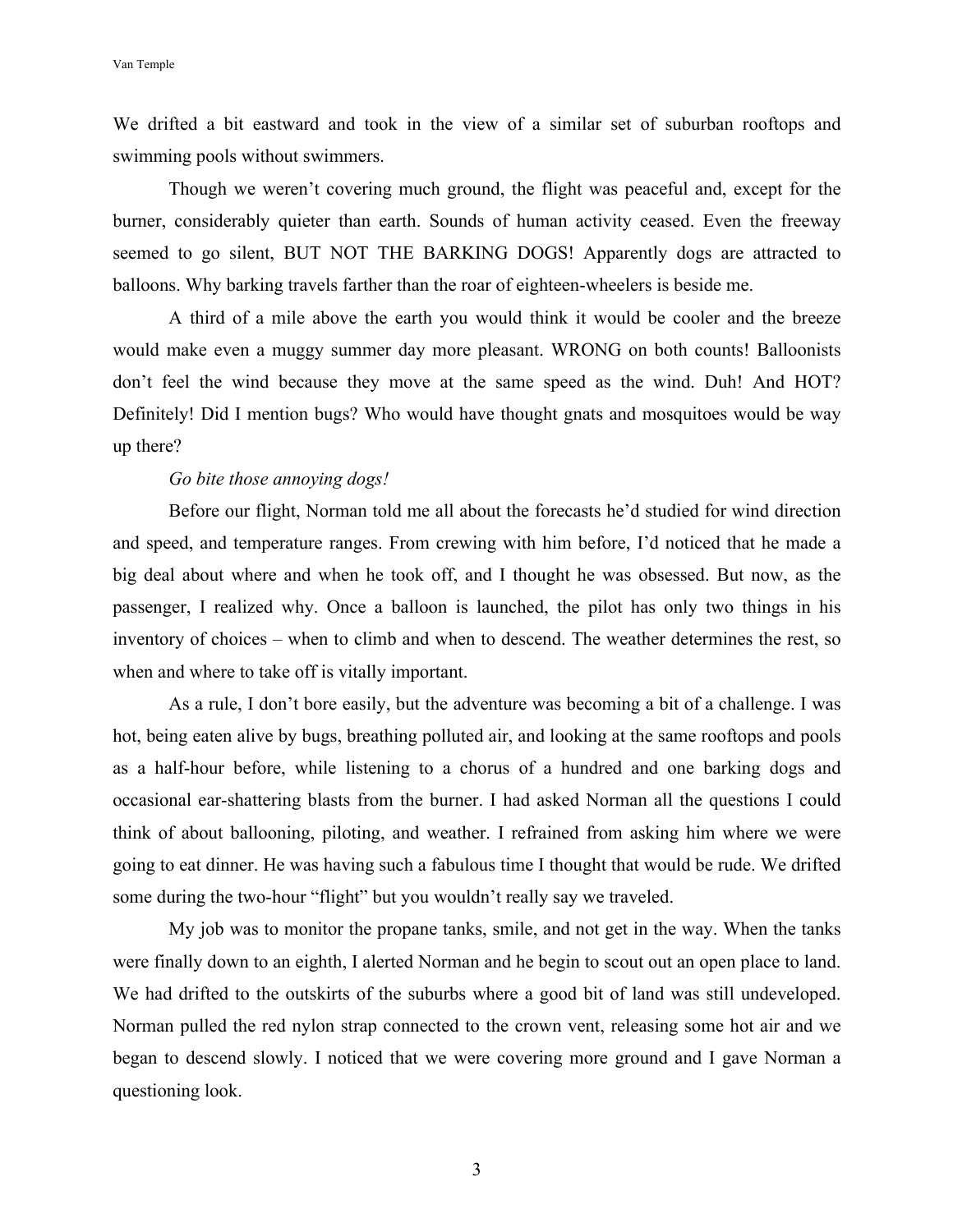We drifted a bit eastward and took in the view of a similar set of suburban rooftops and swimming pools without swimmers.

Though we weren't covering much ground, the flight was peaceful and, except for the burner, considerably quieter than earth. Sounds of human activity ceased. Even the freeway seemed to go silent, BUT NOT THE BARKING DOGS! Apparently dogs are attracted to balloons. Why barking travels farther than the roar of eighteen-wheelers is beside me.

A third of a mile above the earth you would think it would be cooler and the breeze would make even a muggy summer day more pleasant. WRONG on both counts! Balloonists don't feel the wind because they move at the same speed as the wind. Duh! And HOT? Definitely! Did I mention bugs? Who would have thought gnats and mosquitoes would be way up there?

*Go bite those annoying dogs!*

Before our flight, Norman told me all about the forecasts he'd studied for wind direction and speed, and temperature ranges. From crewing with him before, I'd noticed that he made a big deal about where and when he took off, and I thought he was obsessed. But now, as the passenger, I realized why. Once a balloon is launched, the pilot has only two things in his inventory of choices – when to climb and when to descend. The weather determines the rest, so when and where to take off is vitally important.

As a rule, I don't bore easily, but the adventure was becoming a bit of a challenge. I was hot, being eaten alive by bugs, breathing polluted air, and looking at the same rooftops and pools as a half-hour before, while listening to a chorus of a hundred and one barking dogs and occasional ear-shattering blasts from the burner. I had asked Norman all the questions I could think of about ballooning, piloting, and weather. I refrained from asking him where we were going to eat dinner. He was having such a fabulous time I thought that would be rude. We drifted some during the two-hour "flight" but you wouldn't really say we traveled.

My job was to monitor the propane tanks, smile, and not get in the way. When the tanks were finally down to an eighth, I alerted Norman and he begin to scout out an open place to land. We had drifted to the outskirts of the suburbs where a good bit of land was still undeveloped. Norman pulled the red nylon strap connected to the crown vent, releasing some hot air and we began to descend slowly. I noticed that we were covering more ground and I gave Norman a questioning look.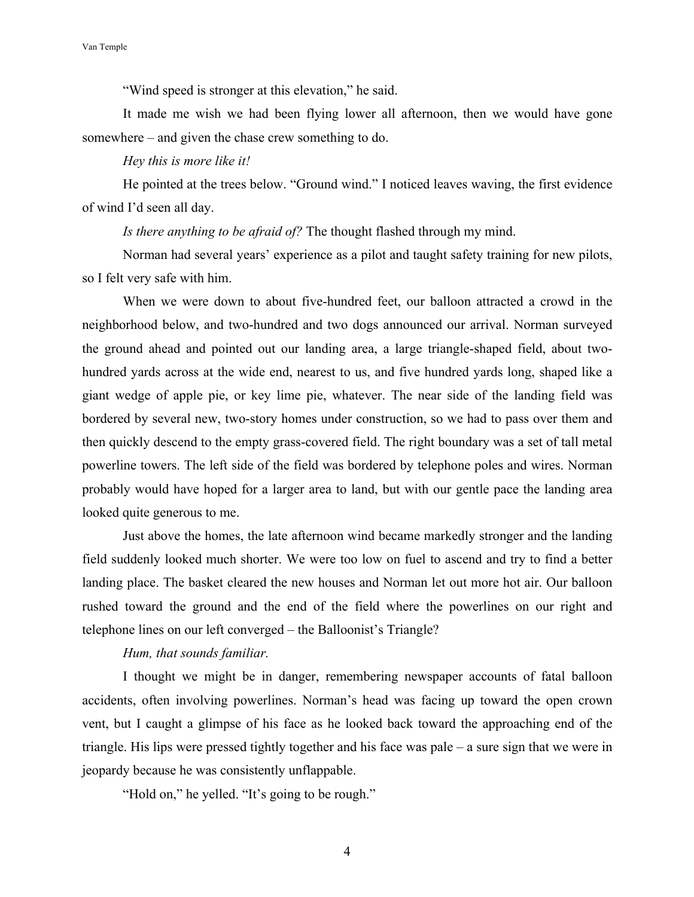"Wind speed is stronger at this elevation," he said.

It made me wish we had been flying lower all afternoon, then we would have gone somewhere – and given the chase crew something to do.

*Hey this is more like it!*

He pointed at the trees below. "Ground wind." I noticed leaves waving, the first evidence of wind I'd seen all day.

*Is there anything to be afraid of?* The thought flashed through my mind.

Norman had several years' experience as a pilot and taught safety training for new pilots, so I felt very safe with him.

When we were down to about five-hundred feet, our balloon attracted a crowd in the neighborhood below, and two-hundred and two dogs announced our arrival. Norman surveyed the ground ahead and pointed out our landing area, a large triangle-shaped field, about two-hundred yards across at the wide end, nearest to us, and five hundred yards long, shaped like a giant wedge of apple pie, or key lime pie, whatever. The near side of the landing field was bordered by several new, two-story homes under construction, so we had to pass over them and then quickly descend to the empty grass-covered field. The right boundary was a set of tall metal powerline towers. The left side of the field was bordered by telephone poles and wires. Norman probably would have hoped for a larger area to land, but with our gentle pace the landing area looked quite generous to me.

Just above the homes, the late afternoon wind became markedly stronger and the landing field suddenly looked much shorter. We were too low on fuel to ascend and try to find a better landing place. The basket cleared the new houses and Norman let out more hot air. Our balloon rushed toward the ground and the end of the field where the powerlines on our right and telephone lines on our left converged – the Balloonist's Triangle?

*Hum, that sounds familiar.*

I thought we might be in danger, remembering newspaper accounts of fatal balloon accidents, often involving powerlines. Norman's head was facing up toward the open crown vent, but I caught a glimpse of his face as he looked back toward the approaching end of the triangle. His lips were pressed tightly together and his face was pale – a sure sign that we were in jeopardy because he was consistently unflappable.

"Hold on," he yelled. "It's going to be rough."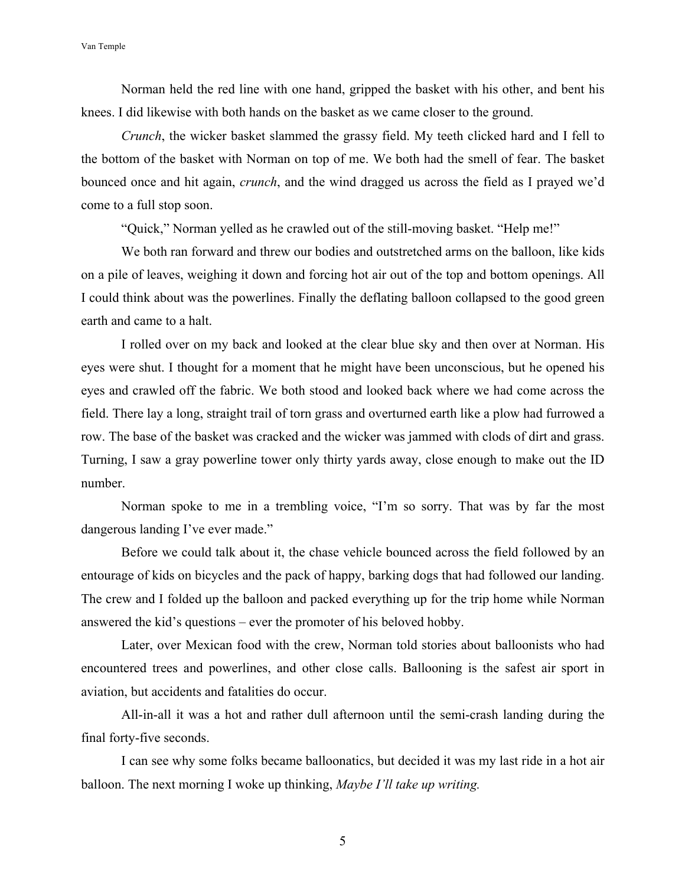Norman held the red line with one hand, gripped the basket with his other, and bent his knees. I did likewise with both hands on the basket as we came closer to the ground.

*Crunch*, the wicker basket slammed the grassy field. My teeth clicked hard and I fell to the bottom of the basket with Norman on top of me. We both had the smell of fear. The basket bounced once and hit again, *crunch*, and the wind dragged us across the field as I prayed we'd come to a full stop soon.

"Quick," Norman yelled as he crawled out of the still-moving basket. "Help me!"

We both ran forward and threw our bodies and outstretched arms on the balloon, like kids on a pile of leaves, weighing it down and forcing hot air out of the top and bottom openings. All I could think about was the powerlines. Finally the deflating balloon collapsed to the good green earth and came to a halt.

I rolled over on my back and looked at the clear blue sky and then over at Norman. His eyes were shut. I thought for a moment that he might have been unconscious, but he opened his eyes and crawled off the fabric. We both stood and looked back where we had come across the field. There lay a long, straight trail of torn grass and overturned earth like a plow had furrowed a row. The base of the basket was cracked and the wicker was jammed with clods of dirt and grass. Turning, I saw a gray powerline tower only thirty yards away, close enough to make out the ID number.

Norman spoke to me in a trembling voice, "I'm so sorry. That was by far the most dangerous landing I've ever made."

Before we could talk about it, the chase vehicle bounced across the field followed by an entourage of kids on bicycles and the pack of happy, barking dogs that had followed our landing. The crew and I folded up the balloon and packed everything up for the trip home while Norman answered the kid's questions – ever the promoter of his beloved hobby.

Later, over Mexican food with the crew, Norman told stories about balloonists who had encountered trees and powerlines, and other close calls. Ballooning is the safest air sport in aviation, but accidents and fatalities do occur.

All-in-all it was a hot and rather dull afternoon until the semi-crash landing during the final forty-five seconds.

I can see why some folks became balloonatics, but decided it was my last ride in a hot air balloon. The next morning I woke up thinking, *Maybe I'll take up writing.*